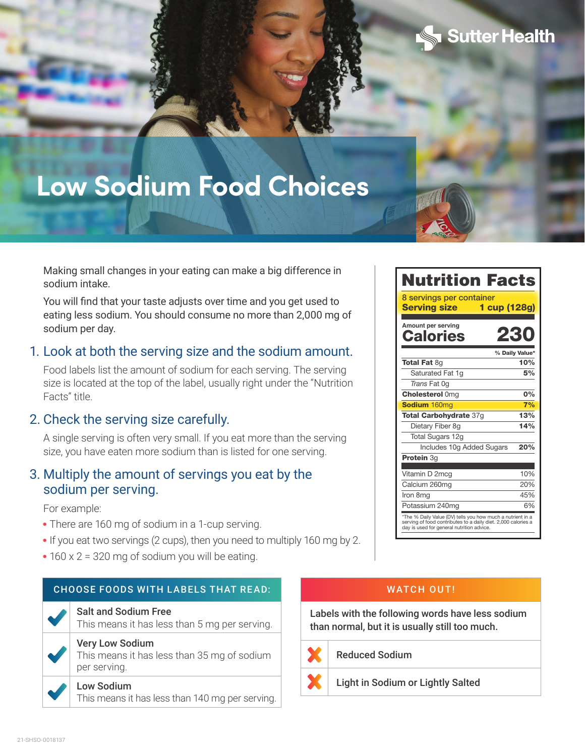# Low Sodium Food Choices

Making small changes in your eating can make a big difference in sodium intake.

You will find that your taste adjusts over time and you get used to eating less sodium. You should consume no more than 2,000 mg of sodium per day.

## 1. Look at both the serving size and the sodium amount.

Food labels list the amount of sodium for each serving. The serving size is located at the top of the label, usually right under the "Nutrition Facts" title.

## 2. Check the serving size carefully.

A single serving is often very small. If you eat more than the serving size, you have eaten more sodium than is listed for one serving.

## 3. Multiply the amount of servings you eat by the sodium per serving.

For example:

- There are 160 mg of sodium in a 1-cup serving.
- If you eat two servings (2 cups), then you need to multiply 160 mg by 2.
- 160 x 2 = 320 mg of sodium you will be eating.

**Nutrition Facts**

8 servings per container
**Serving size 1 cup (128g)**

Amount per serving
**Calories 230**

| | % Daily Value* |
|---|---|
| **Total Fat** 8g | **10%** |
| Saturated Fat 1g | **5%** |
| *Trans* Fat 0g | |
| **Cholesterol** 0mg | **0%** |
| **Sodium** 160mg | **7%** |
| **Total Carbohydrate** 37g | **13%** |
| Dietary Fiber 8g | **14%** |
| Total Sugars 12g | |
| Includes 10g Added Sugars | **20%** |
| **Protein** 3g | |
| Vitamin D 2mcg | 10% |
| Calcium 260mg | 20% |
| Iron 8mg | 45% |
| Potassium 240mg | 6% |

*The % Daily Value (DV) tells you how much a nutrient in a serving of food contributes to a daily diet. 2,000 calories a day is used for general nutrition advice.

### CHOOSE FOODS WITH LABELS THAT READ:

- ✔ **Salt and Sodium Free** — This means it has less than 5 mg per serving.
- ✔ **Very Low Sodium** — This means it has less than 35 mg of sodium per serving.
- ✔ **Low Sodium** — This means it has less than 140 mg per serving.

### WATCH OUT!

Labels with the following words have less sodium than normal, but it is usually still too much.

- ✘ Reduced Sodium
- ✘ Light in Sodium or Lightly Salted

21-SHSO-0018137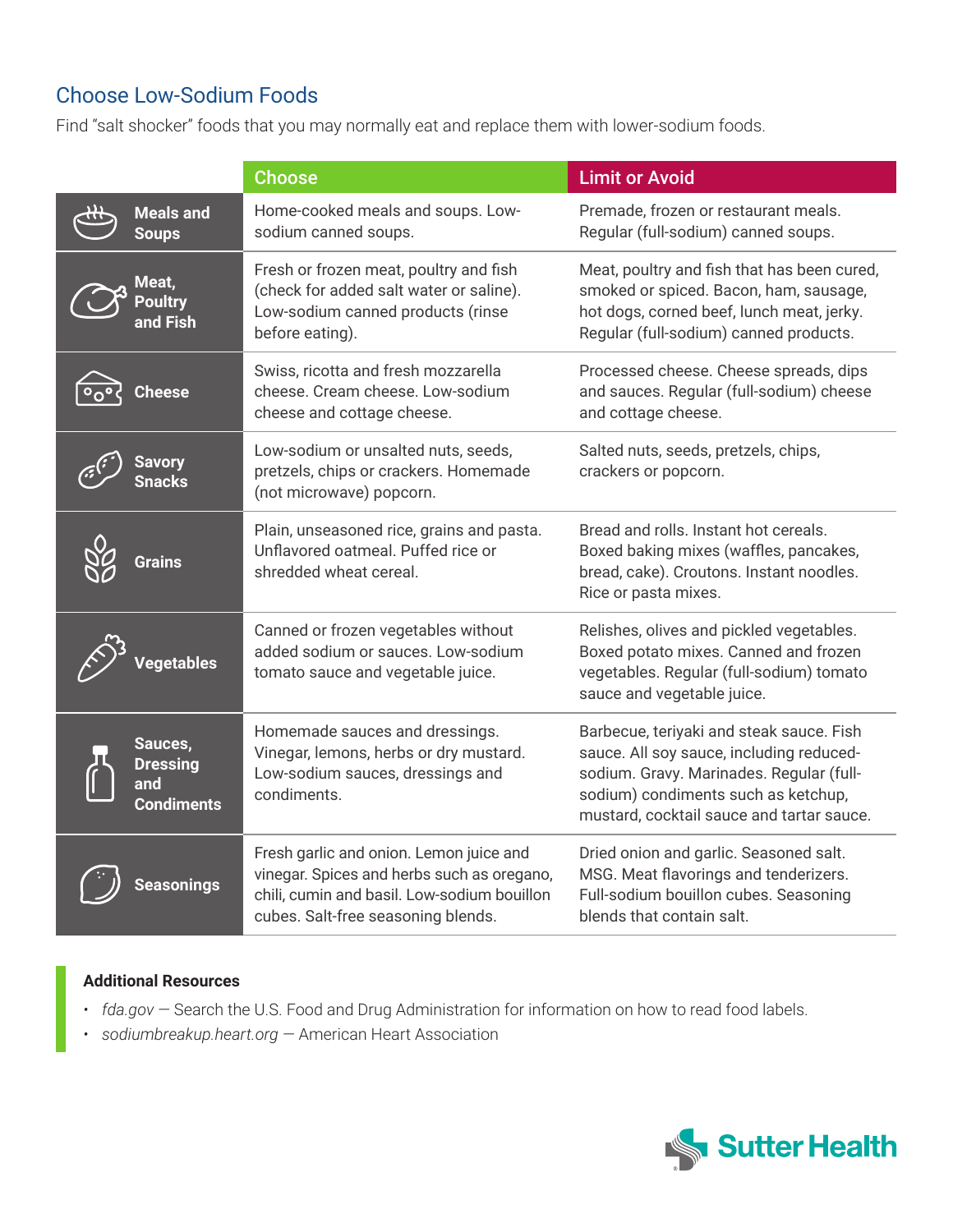## Choose Low-Sodium Foods

Find "salt shocker" foods that you may normally eat and replace them with lower-sodium foods.

| | Choose | Limit or Avoid |
|---|---|---|
| **Meals and Soups** | Home-cooked meals and soups. Low-sodium canned soups. | Premade, frozen or restaurant meals. Regular (full-sodium) canned soups. |
| **Meat, Poultry and Fish** | Fresh or frozen meat, poultry and fish (check for added salt water or saline). Low-sodium canned products (rinse before eating). | Meat, poultry and fish that has been cured, smoked or spiced. Bacon, ham, sausage, hot dogs, corned beef, lunch meat, jerky. Regular (full-sodium) canned products. |
| **Cheese** | Swiss, ricotta and fresh mozzarella cheese. Cream cheese. Low-sodium cheese and cottage cheese. | Processed cheese. Cheese spreads, dips and sauces. Regular (full-sodium) cheese and cottage cheese. |
| **Savory Snacks** | Low-sodium or unsalted nuts, seeds, pretzels, chips or crackers. Homemade (not microwave) popcorn. | Salted nuts, seeds, pretzels, chips, crackers or popcorn. |
| **Grains** | Plain, unseasoned rice, grains and pasta. Unflavored oatmeal. Puffed rice or shredded wheat cereal. | Bread and rolls. Instant hot cereals. Boxed baking mixes (waffles, pancakes, bread, cake). Croutons. Instant noodles. Rice or pasta mixes. |
| **Vegetables** | Canned or frozen vegetables without added sodium or sauces. Low-sodium tomato sauce and vegetable juice. | Relishes, olives and pickled vegetables. Boxed potato mixes. Canned and frozen vegetables. Regular (full-sodium) tomato sauce and vegetable juice. |
| **Sauces, Dressing and Condiments** | Homemade sauces and dressings. Vinegar, lemons, herbs or dry mustard. Low-sodium sauces, dressings and condiments. | Barbecue, teriyaki and steak sauce. Fish sauce. All soy sauce, including reduced-sodium. Gravy. Marinades. Regular (full-sodium) condiments such as ketchup, mustard, cocktail sauce and tartar sauce. |
| **Seasonings** | Fresh garlic and onion. Lemon juice and vinegar. Spices and herbs such as oregano, chili, cumin and basil. Low-sodium bouillon cubes. Salt-free seasoning blends. | Dried onion and garlic. Seasoned salt. MSG. Meat flavorings and tenderizers. Full-sodium bouillon cubes. Seasoning blends that contain salt. |

**Additional Resources**

- *fda.gov* — Search the U.S. Food and Drug Administration for information on how to read food labels.
- *sodiumbreakup.heart.org* — American Heart Association

Sutter Health